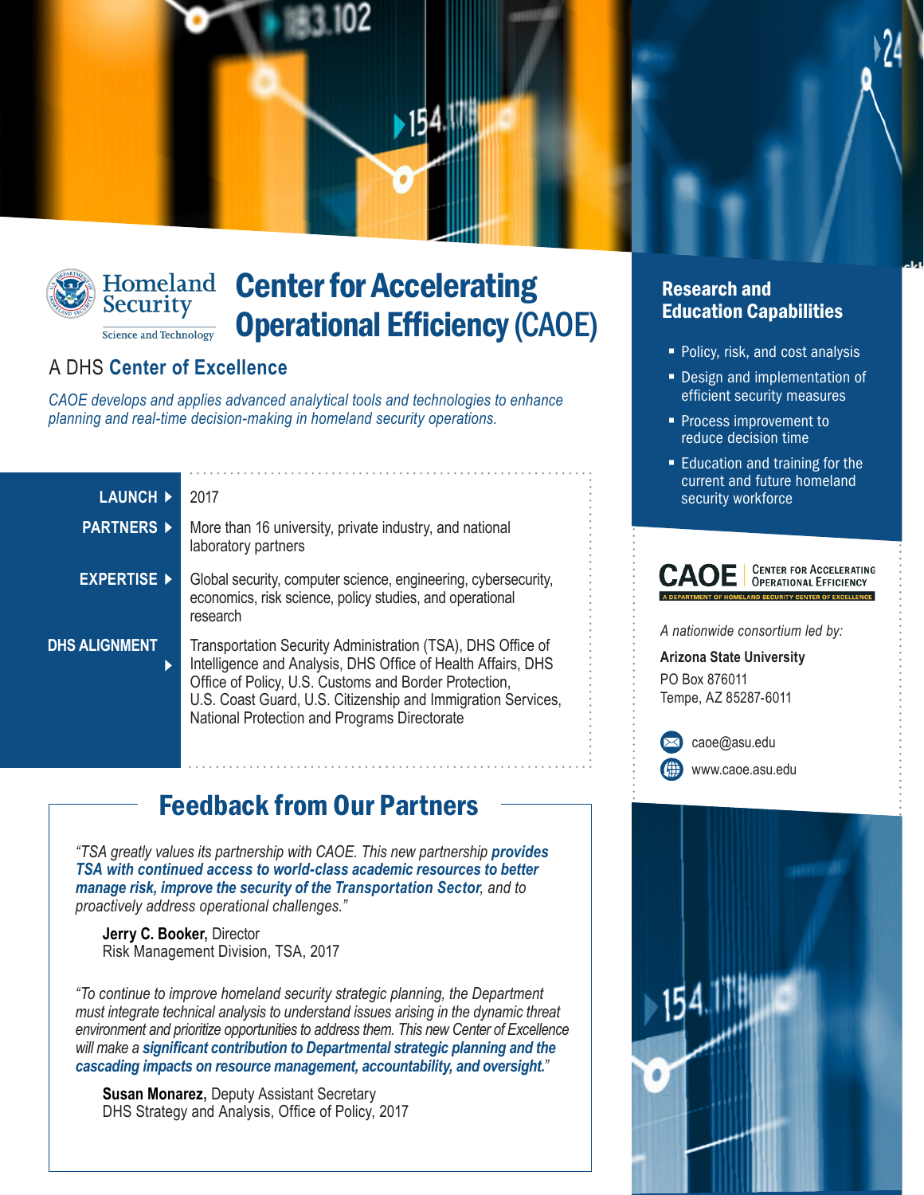Homeland Security

Science and Technology

# Center for Accelerating Operational Efficiency (CAOE)

## A DHS Center of Excellence

*CAOE develops and applies advanced analytical tools and technologies to enhance planning and real-time decision-making in homeland security operations.*

| | |
|---|---|
| **LAUNCH** | 2017 |
| **PARTNERS** | More than 16 university, private industry, and national laboratory partners |
| **EXPERTISE** | Global security, computer science, engineering, cybersecurity, economics, risk science, policy studies, and operational research |
| **DHS ALIGNMENT** | Transportation Security Administration (TSA), DHS Office of Intelligence and Analysis, DHS Office of Health Affairs, DHS Office of Policy, U.S. Customs and Border Protection, U.S. Coast Guard, U.S. Citizenship and Immigration Services, National Protection and Programs Directorate |

## Research and Education Capabilities

- Policy, risk, and cost analysis
- Design and implementation of efficient security measures
- Process improvement to reduce decision time
- Education and training for the current and future homeland security workforce

**CAOE** CENTER FOR ACCELERATING OPERATIONAL EFFICIENCY

A DEPARTMENT OF HOMELAND SECURITY CENTER OF EXCELLENCE

*A nationwide consortium led by:*

**Arizona State University**
PO Box 876011
Tempe, AZ 85287-6011

caoe@asu.edu

www.caoe.asu.edu

## Feedback from Our Partners

*"TSA greatly values its partnership with CAOE. This new partnership* ***provides TSA with continued access to world-class academic resources to better manage risk, improve the security of the Transportation Sector****, and to proactively address operational challenges."*

**Jerry C. Booker**, Director
Risk Management Division, TSA, 2017

*"To continue to improve homeland security strategic planning, the Department must integrate technical analysis to understand issues arising in the dynamic threat environment and prioritize opportunities to address them. This new Center of Excellence will make a* ***significant contribution to Departmental strategic planning and the cascading impacts on resource management, accountability, and oversight.****"*

**Susan Monarez,** Deputy Assistant Secretary
DHS Strategy and Analysis, Office of Policy, 2017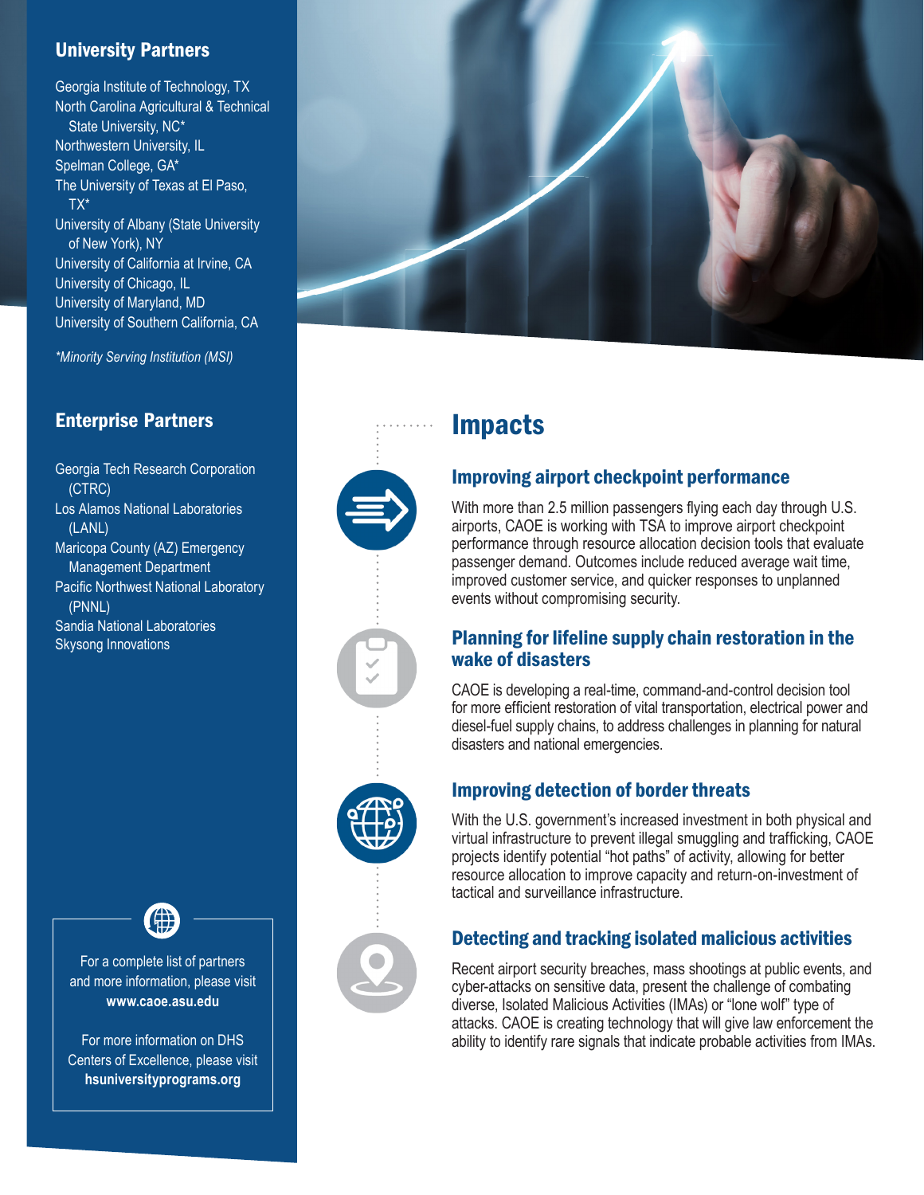## University Partners

Georgia Institute of Technology, TX
North Carolina Agricultural & Technical State University, NC*
Northwestern University, IL
Spelman College, GA*
The University of Texas at El Paso, TX*
University of Albany (State University of New York), NY
University of California at Irvine, CA
University of Chicago, IL
University of Maryland, MD
University of Southern California, CA

*\*Minority Serving Institution (MSI)*

## Enterprise Partners

Georgia Tech Research Corporation (CTRC)
Los Alamos National Laboratories (LANL)
Maricopa County (AZ) Emergency Management Department
Pacific Northwest National Laboratory (PNNL)
Sandia National Laboratories
Skysong Innovations

For a complete list of partners and more information, please visit **www.caoe.asu.edu**

For more information on DHS Centers of Excellence, please visit **hsuniversityprograms.org**

# Impacts

### Improving airport checkpoint performance

With more than 2.5 million passengers flying each day through U.S. airports, CAOE is working with TSA to improve airport checkpoint performance through resource allocation decision tools that evaluate passenger demand. Outcomes include reduced average wait time, improved customer service, and quicker responses to unplanned events without compromising security.

### Planning for lifeline supply chain restoration in the wake of disasters

CAOE is developing a real-time, command-and-control decision tool for more efficient restoration of vital transportation, electrical power and diesel-fuel supply chains, to address challenges in planning for natural disasters and national emergencies.

### Improving detection of border threats

With the U.S. government's increased investment in both physical and virtual infrastructure to prevent illegal smuggling and trafficking, CAOE projects identify potential "hot paths" of activity, allowing for better resource allocation to improve capacity and return-on-investment of tactical and surveillance infrastructure.

### Detecting and tracking isolated malicious activities

Recent airport security breaches, mass shootings at public events, and cyber-attacks on sensitive data, present the challenge of combating diverse, Isolated Malicious Activities (IMAs) or "lone wolf" type of attacks. CAOE is creating technology that will give law enforcement the ability to identify rare signals that indicate probable activities from IMAs.